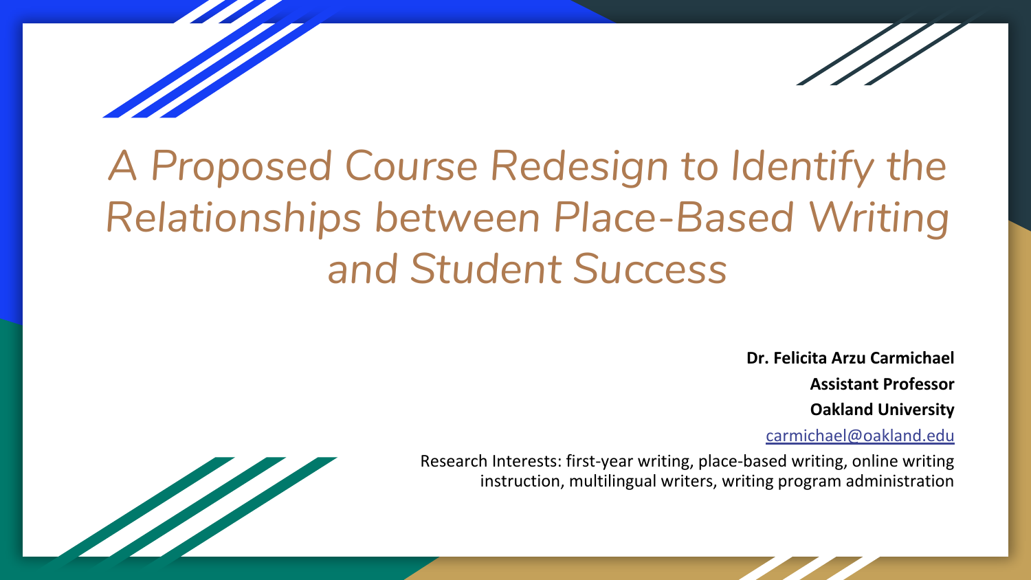# *A Proposed Course Redesign to Identify the Relationships between Place-Based Writing and Student Success*

**Dr. Felicita Arzu Carmichael**

**Assistant Professor**

**Oakland University**

carmichael@oakland.edu

Research Interests: first-year writing, place-based writing, online writing instruction, multilingual writers, writing program administration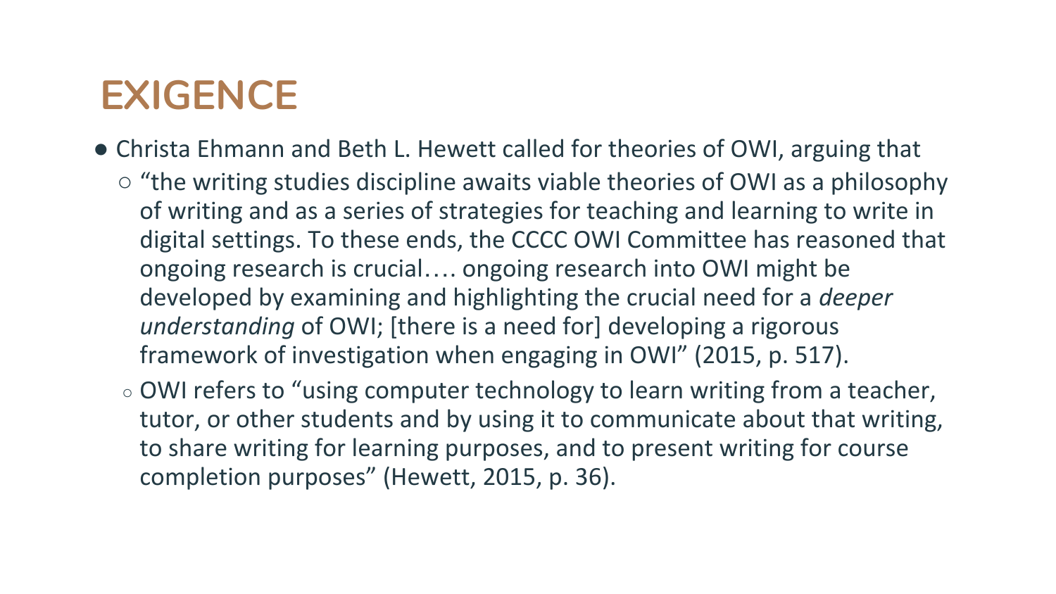# EXIGENCE

- Christa Ehmann and Beth L. Hewett called for theories of OWI, arguing that
  - “the writing studies discipline awaits viable theories of OWI as a philosophy of writing and as a series of strategies for teaching and learning to write in digital settings. To these ends, the CCCC OWI Committee has reasoned that ongoing research is crucial…. ongoing research into OWI might be developed by examining and highlighting the crucial need for a *deeper understanding* of OWI; [there is a need for] developing a rigorous framework of investigation when engaging in OWI” (2015, p. 517).
  - OWI refers to “using computer technology to learn writing from a teacher, tutor, or other students and by using it to communicate about that writing, to share writing for learning purposes, and to present writing for course completion purposes” (Hewett, 2015, p. 36).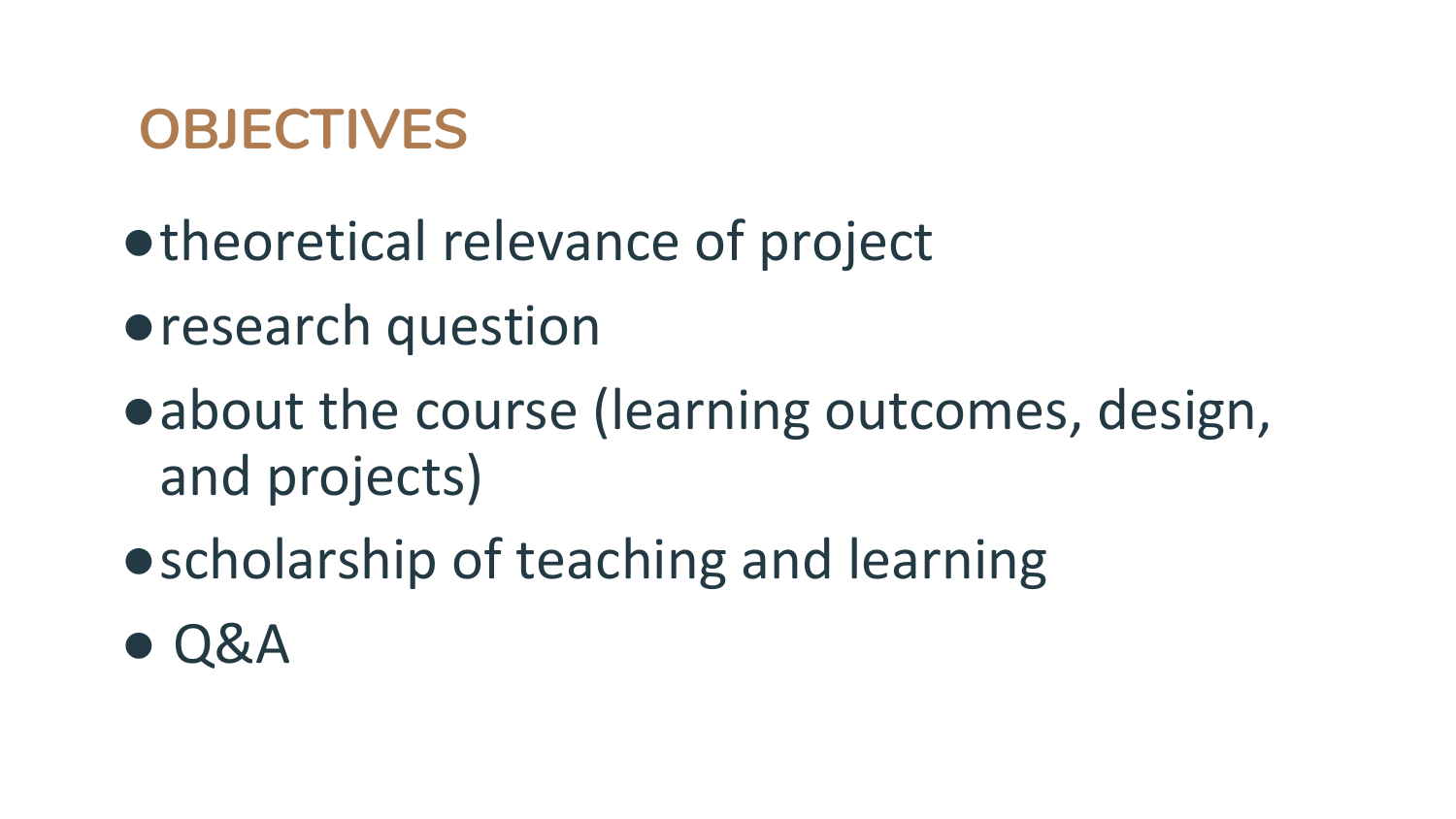## OBJECTIVES

- theoretical relevance of project
- research question
- about the course (learning outcomes, design, and projects)
- scholarship of teaching and learning
- Q&A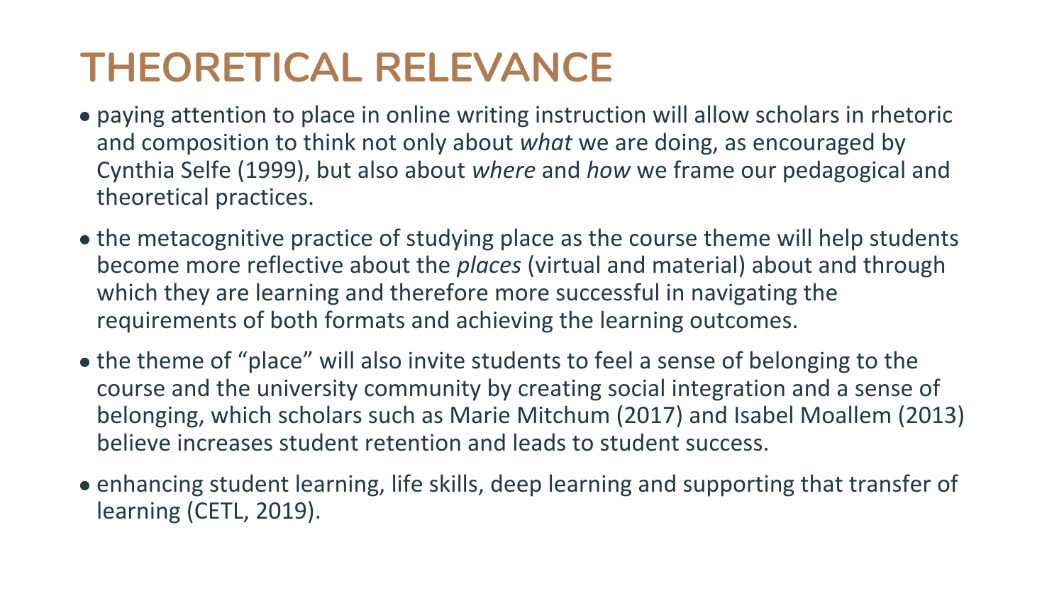# THEORETICAL RELEVANCE

- paying attention to place in online writing instruction will allow scholars in rhetoric and composition to think not only about *what* we are doing, as encouraged by Cynthia Selfe (1999), but also about *where* and *how* we frame our pedagogical and theoretical practices.
- the metacognitive practice of studying place as the course theme will help students become more reflective about the *places* (virtual and material) about and through which they are learning and therefore more successful in navigating the requirements of both formats and achieving the learning outcomes.
- the theme of "place" will also invite students to feel a sense of belonging to the course and the university community by creating social integration and a sense of belonging, which scholars such as Marie Mitchum (2017) and Isabel Moallem (2013) believe increases student retention and leads to student success.
- enhancing student learning, life skills, deep learning and supporting that transfer of learning (CETL, 2019).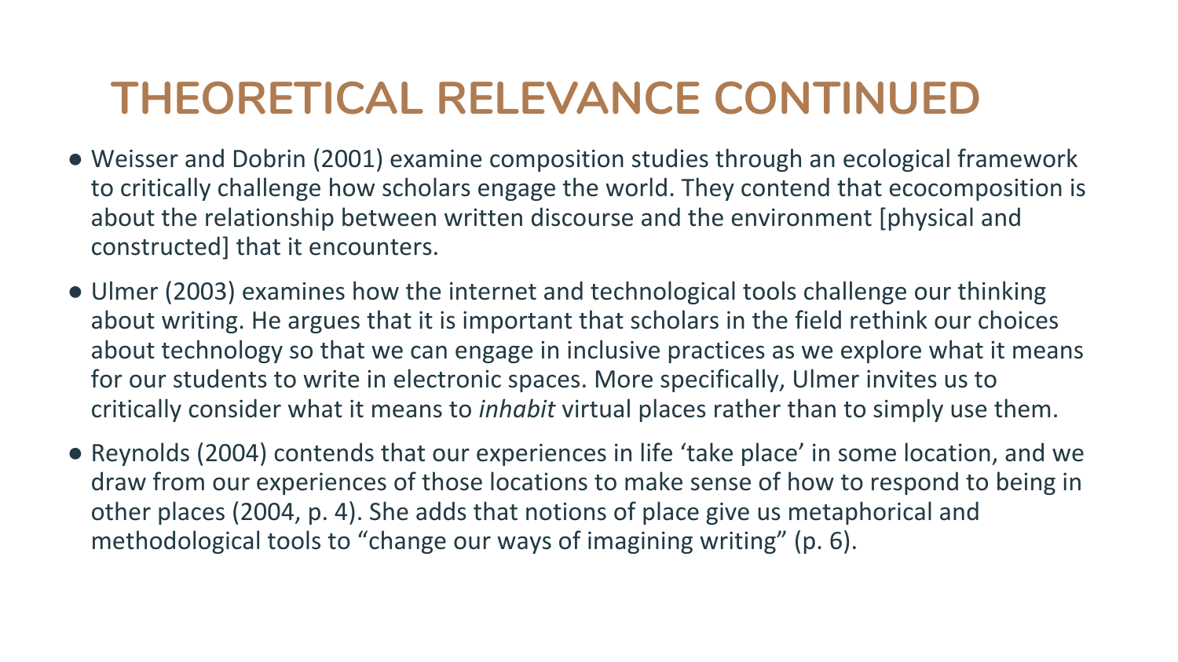# THEORETICAL RELEVANCE CONTINUED

- Weisser and Dobrin (2001) examine composition studies through an ecological framework to critically challenge how scholars engage the world. They contend that ecocomposition is about the relationship between written discourse and the environment [physical and constructed] that it encounters.
- Ulmer (2003) examines how the internet and technological tools challenge our thinking about writing. He argues that it is important that scholars in the field rethink our choices about technology so that we can engage in inclusive practices as we explore what it means for our students to write in electronic spaces. More specifically, Ulmer invites us to critically consider what it means to *inhabit* virtual places rather than to simply use them.
- Reynolds (2004) contends that our experiences in life 'take place' in some location, and we draw from our experiences of those locations to make sense of how to respond to being in other places (2004, p. 4). She adds that notions of place give us metaphorical and methodological tools to "change our ways of imagining writing" (p. 6).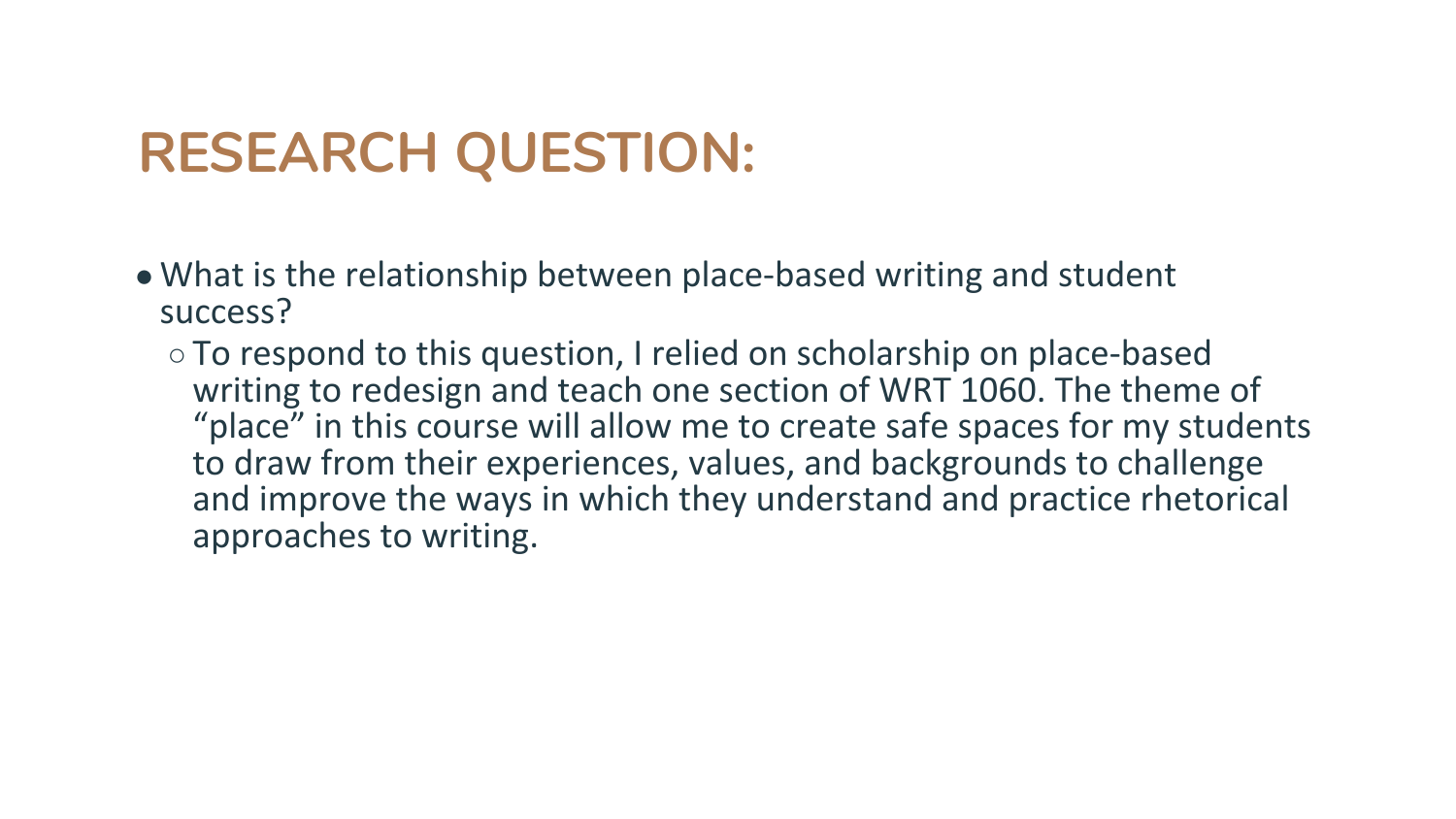# RESEARCH QUESTION:

- What is the relationship between place-based writing and student success?
  - To respond to this question, I relied on scholarship on place-based writing to redesign and teach one section of WRT 1060. The theme of "place" in this course will allow me to create safe spaces for my students to draw from their experiences, values, and backgrounds to challenge and improve the ways in which they understand and practice rhetorical approaches to writing.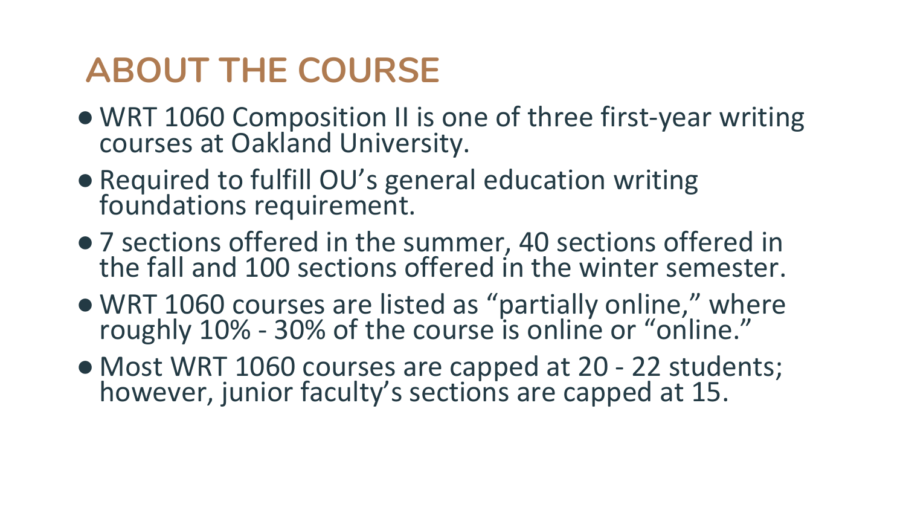# ABOUT THE COURSE

- WRT 1060 Composition II is one of three first-year writing courses at Oakland University.
- Required to fulfill OU's general education writing foundations requirement.
- 7 sections offered in the summer, 40 sections offered in the fall and 100 sections offered in the winter semester.
- WRT 1060 courses are listed as "partially online," where roughly 10% - 30% of the course is online or "online."
- Most WRT 1060 courses are capped at 20 - 22 students; however, junior faculty's sections are capped at 15.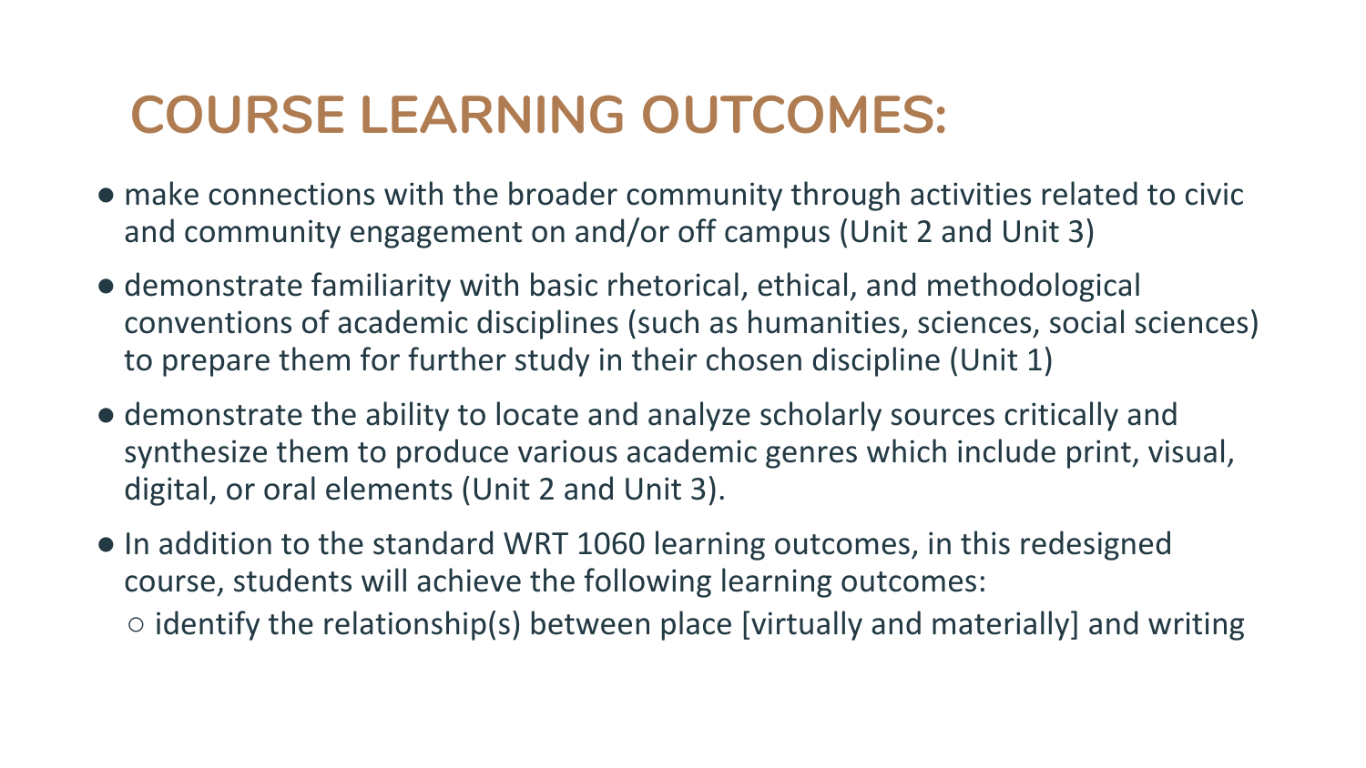# COURSE LEARNING OUTCOMES:

- make connections with the broader community through activities related to civic and community engagement on and/or off campus (Unit 2 and Unit 3)
- demonstrate familiarity with basic rhetorical, ethical, and methodological conventions of academic disciplines (such as humanities, sciences, social sciences) to prepare them for further study in their chosen discipline (Unit 1)
- demonstrate the ability to locate and analyze scholarly sources critically and synthesize them to produce various academic genres which include print, visual, digital, or oral elements (Unit 2 and Unit 3).
- In addition to the standard WRT 1060 learning outcomes, in this redesigned course, students will achieve the following learning outcomes:
  - identify the relationship(s) between place [virtually and materially] and writing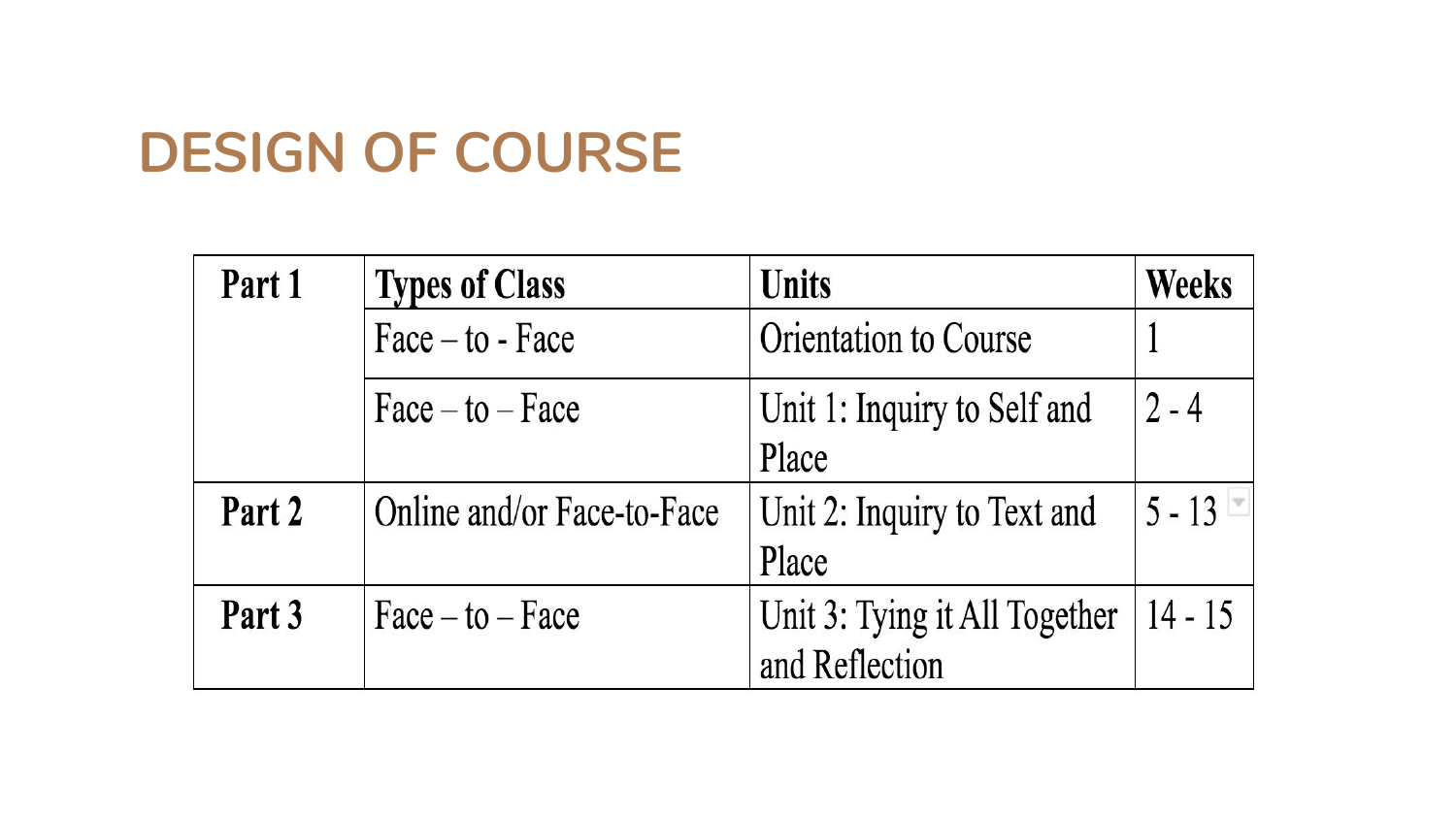# DESIGN OF COURSE

| Part 1 | Types of Class | Units | Weeks |
| --- | --- | --- | --- |
| | Face – to - Face | Orientation to Course | 1 |
| | Face – to – Face | Unit 1: Inquiry to Self and Place | 2 - 4 |
| **Part 2** | Online and/or Face-to-Face | Unit 2: Inquiry to Text and Place | 5 - 13 |
| **Part 3** | Face – to – Face | Unit 3: Tying it All Together and Reflection | 14 - 15 |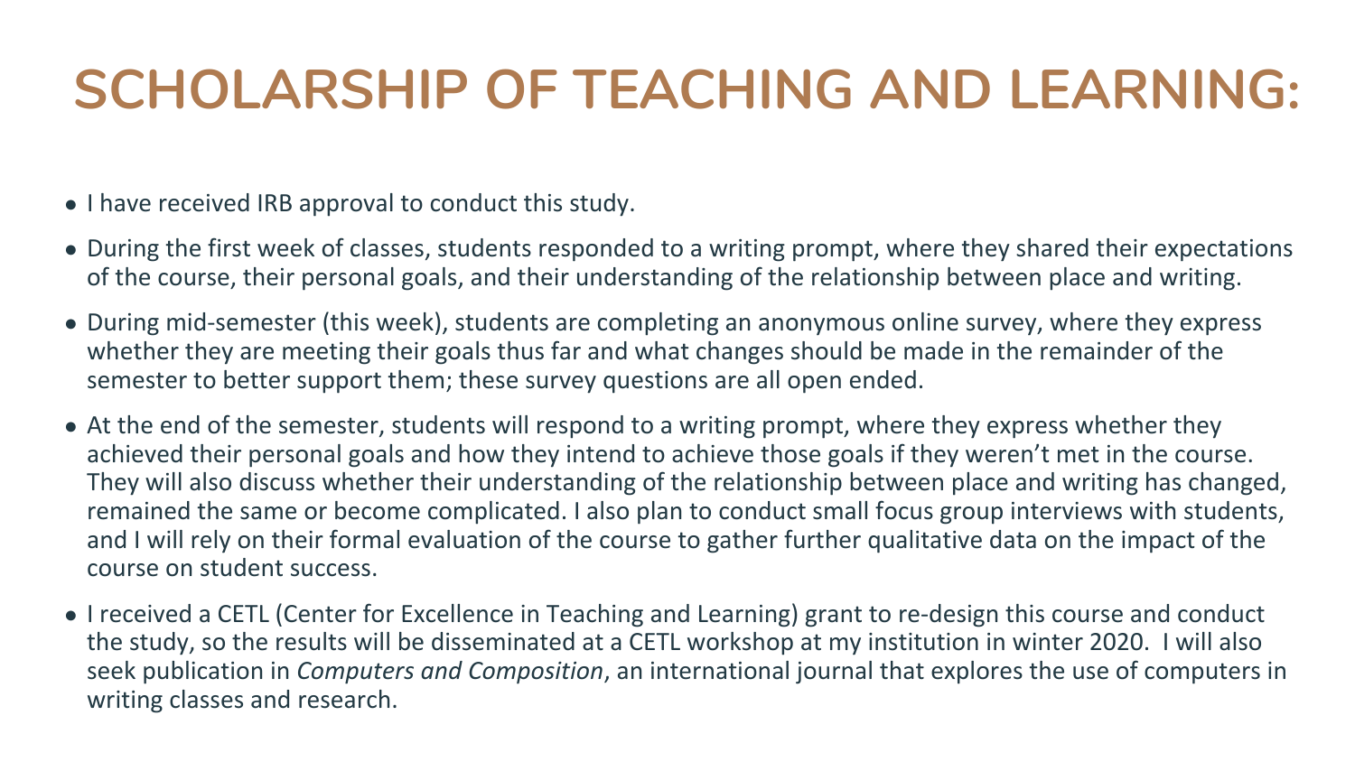# SCHOLARSHIP OF TEACHING AND LEARNING:

- I have received IRB approval to conduct this study.
- During the first week of classes, students responded to a writing prompt, where they shared their expectations of the course, their personal goals, and their understanding of the relationship between place and writing.
- During mid-semester (this week), students are completing an anonymous online survey, where they express whether they are meeting their goals thus far and what changes should be made in the remainder of the semester to better support them; these survey questions are all open ended.
- At the end of the semester, students will respond to a writing prompt, where they express whether they achieved their personal goals and how they intend to achieve those goals if they weren't met in the course. They will also discuss whether their understanding of the relationship between place and writing has changed, remained the same or become complicated. I also plan to conduct small focus group interviews with students, and I will rely on their formal evaluation of the course to gather further qualitative data on the impact of the course on student success.
- I received a CETL (Center for Excellence in Teaching and Learning) grant to re-design this course and conduct the study, so the results will be disseminated at a CETL workshop at my institution in winter 2020. I will also seek publication in *Computers and Composition*, an international journal that explores the use of computers in writing classes and research.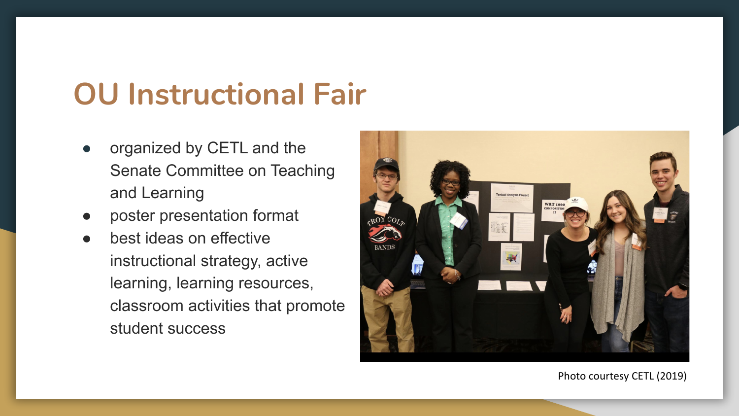# OU Instructional Fair

- organized by CETL and the Senate Committee on Teaching and Learning
- poster presentation format
- best ideas on effective instructional strategy, active learning, learning resources, classroom activities that promote student success

Photo courtesy CETL (2019)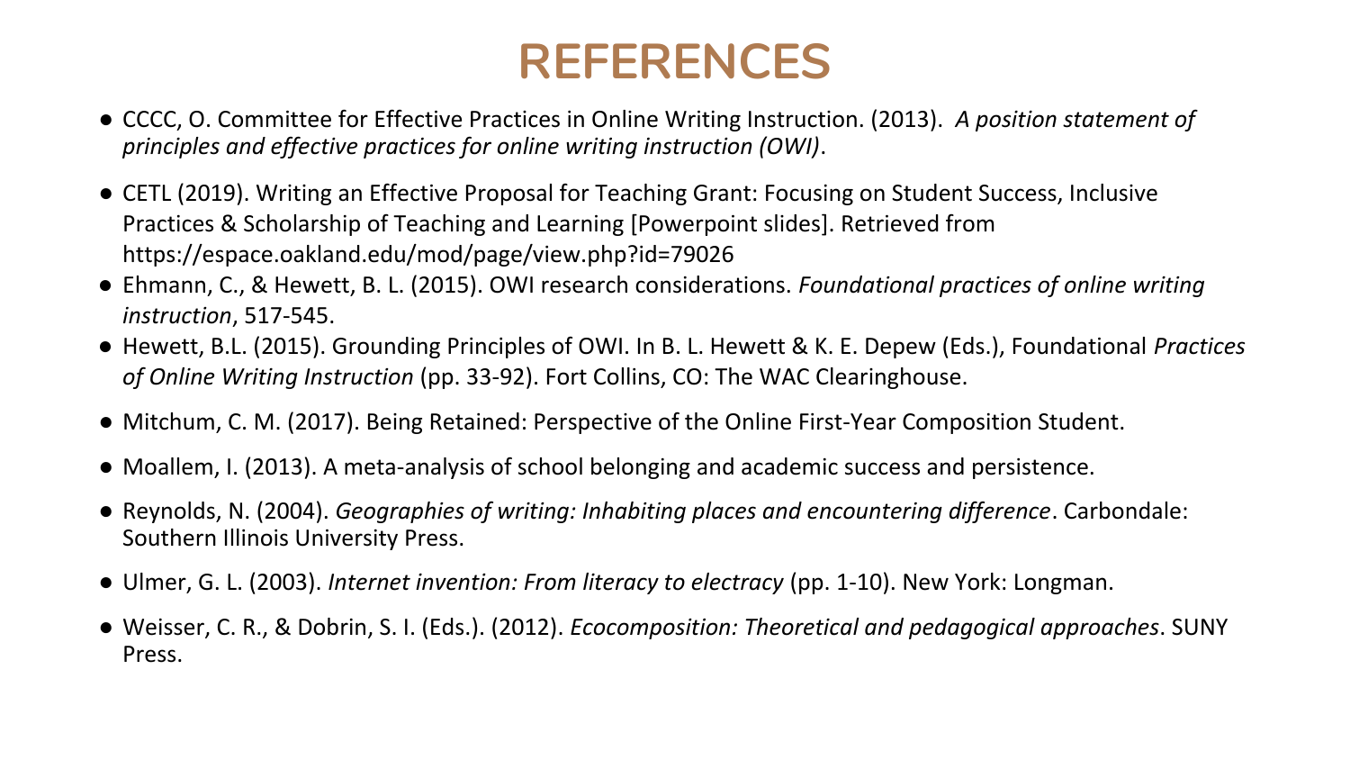# REFERENCES

- CCCC, O. Committee for Effective Practices in Online Writing Instruction. (2013). *A position statement of principles and effective practices for online writing instruction (OWI)*.
- CETL (2019). Writing an Effective Proposal for Teaching Grant: Focusing on Student Success, Inclusive Practices & Scholarship of Teaching and Learning [Powerpoint slides]. Retrieved from https://espace.oakland.edu/mod/page/view.php?id=79026
- Ehmann, C., & Hewett, B. L. (2015). OWI research considerations. *Foundational practices of online writing instruction*, 517-545.
- Hewett, B.L. (2015). Grounding Principles of OWI. In B. L. Hewett & K. E. Depew (Eds.), Foundational *Practices of Online Writing Instruction* (pp. 33-92). Fort Collins, CO: The WAC Clearinghouse.
- Mitchum, C. M. (2017). Being Retained: Perspective of the Online First-Year Composition Student.
- Moallem, I. (2013). A meta-analysis of school belonging and academic success and persistence.
- Reynolds, N. (2004). *Geographies of writing: Inhabiting places and encountering difference*. Carbondale: Southern Illinois University Press.
- Ulmer, G. L. (2003). *Internet invention: From literacy to electracy* (pp. 1-10). New York: Longman.
- Weisser, C. R., & Dobrin, S. I. (Eds.). (2012). *Ecocomposition: Theoretical and pedagogical approaches*. SUNY Press.